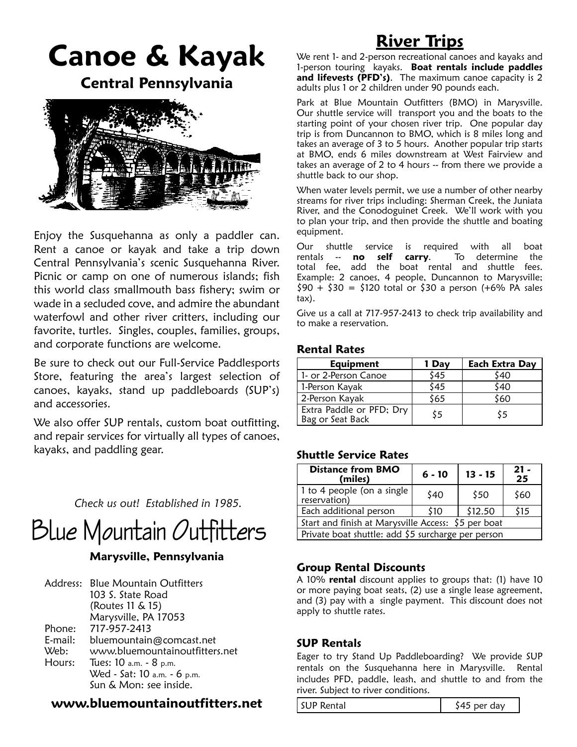# Canoe & Kayak

## Central Pennsylvania

Enjoy the Susquehanna as only a paddler can. Rent a canoe or kayak and take a trip down Central Pennsylvania's scenic Susquehanna River. Picnic or camp on one of numerous islands; fish this world class smallmouth bass fishery; swim or wade in a secluded cove, and admire the abundant waterfowl and other river critters, including our favorite, turtles. Singles, couples, families, groups, and corporate functions are welcome.

Be sure to check out our Full-Service Paddlesports Store, featuring the area's largest selection of canoes, kayaks, stand up paddleboards (SUP's) and accessories.

We also offer SUP rentals, custom boat outfitting, and repair services for virtually all types of canoes, kayaks, and paddling gear.

*Check us out! Established in 1985.*

# Blue Mountain Outfitters

**Marysville, Pennsylvania**

Address: Blue Mountain Outfitters
103 S. State Road
(Routes 11 & 15)
Marysville, PA 17053

Phone: 717-957-2413

E-mail: bluemountain@comcast.net

Web: www.bluemountainoutfitters.net

Hours: Tues: 10 a.m. - 8 p.m.
Wed - Sat: 10 a.m. - 6 p.m.
Sun & Mon: see inside.

**www.bluemountainoutfitters.net**

## River Trips

We rent 1- and 2-person recreational canoes and kayaks and 1-person touring kayaks. **Boat rentals include paddles and lifevests (PFD's)**. The maximum canoe capacity is 2 adults plus 1 or 2 children under 90 pounds each.

Park at Blue Mountain Outfitters (BMO) in Marysville. Our shuttle service will transport you and the boats to the starting point of your chosen river trip. One popular day trip is from Duncannon to BMO, which is 8 miles long and takes an average of 3 to 5 hours. Another popular trip starts at BMO, ends 6 miles downstream at West Fairview and takes an average of 2 to 4 hours -- from there we provide a shuttle back to our shop.

When water levels permit, we use a number of other nearby streams for river trips including: Sherman Creek, the Juniata River, and the Conodoguinet Creek. We'll work with you to plan your trip, and then provide the shuttle and boating equipment.

Our shuttle service is required with all boat rentals -- **no self carry**. To determine the total fee, add the boat rental and shuttle fees. Example: 2 canoes, 4 people, Duncannon to Marysville; $90 + $30 = $120 total or $30 a person (+6% PA sales tax).

Give us a call at 717-957-2413 to check trip availability and to make a reservation.

### Rental Rates

| Equipment | 1 Day | Each Extra Day |
|---|---|---|
| 1- or 2-Person Canoe | $45 | $40 |
| 1-Person Kayak | $45 | $40 |
| 2-Person Kayak | $65 | $60 |
| Extra Paddle or PFD; Dry Bag or Seat Back | $5 | $5 |

### Shuttle Service Rates

| Distance from BMO (miles) | 6 - 10 | 13 - 15 | 21 - 25 |
|---|---|---|---|
| 1 to 4 people (on a single reservation) | $40 | $50 | $60 |
| Each additional person | $10 | $12.50 | $15 |
| Start and finish at Marysville Access: $5 per boat | | | |
| Private boat shuttle: add $5 surcharge per person | | | |

### Group Rental Discounts

A 10% **rental** discount applies to groups that: (1) have 10 or more paying boat seats, (2) use a single lease agreement, and (3) pay with a single payment. This discount does not apply to shuttle rates.

### SUP Rentals

Eager to try Stand Up Paddleboarding? We provide SUP rentals on the Susquehanna here in Marysville. Rental includes PFD, paddle, leash, and shuttle to and from the river. Subject to river conditions.

| SUP Rental | $45 per day |
|---|---|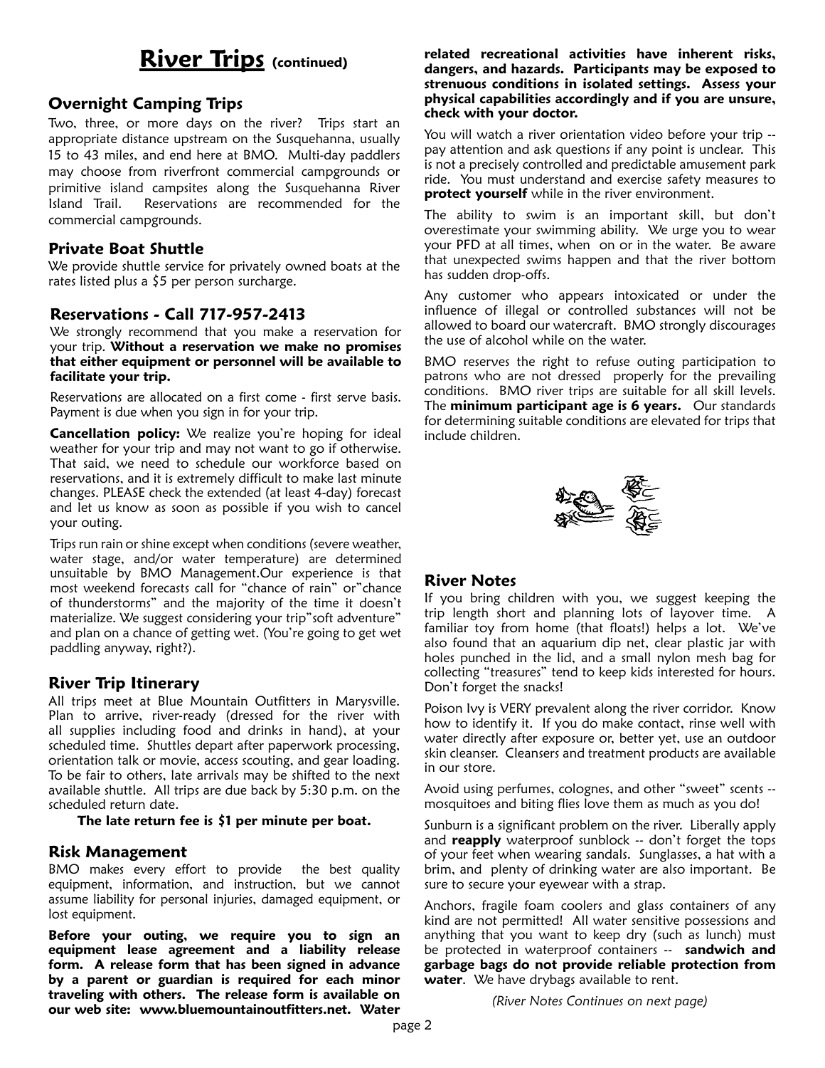# River Trips (continued)

## Overnight Camping Trips

Two, three, or more days on the river? Trips start an appropriate distance upstream on the Susquehanna, usually 15 to 43 miles, and end here at BMO. Multi-day paddlers may choose from riverfront commercial campgrounds or primitive island campsites along the Susquehanna River Island Trail. Reservations are recommended for the commercial campgrounds.

## Private Boat Shuttle

We provide shuttle service for privately owned boats at the rates listed plus a $5 per person surcharge.

## Reservations - Call 717-957-2413

We strongly recommend that you make a reservation for your trip. **Without a reservation we make no promises that either equipment or personnel will be available to facilitate your trip.**

Reservations are allocated on a first come - first serve basis. Payment is due when you sign in for your trip.

**Cancellation policy:** We realize you're hoping for ideal weather for your trip and may not want to go if otherwise. That said, we need to schedule our workforce based on reservations, and it is extremely difficult to make last minute changes. PLEASE check the extended (at least 4-day) forecast and let us know as soon as possible if you wish to cancel your outing.

Trips run rain or shine except when conditions (severe weather, water stage, and/or water temperature) are determined unsuitable by BMO Management.Our experience is that most weekend forecasts call for "chance of rain" or"chance of thunderstorms" and the majority of the time it doesn't materialize. We suggest considering your trip"soft adventure" and plan on a chance of getting wet. (You're going to get wet paddling anyway, right?).

## River Trip Itinerary

All trips meet at Blue Mountain Outfitters in Marysville. Plan to arrive, river-ready (dressed for the river with all supplies including food and drinks in hand), at your scheduled time. Shuttles depart after paperwork processing, orientation talk or movie, access scouting, and gear loading. To be fair to others, late arrivals may be shifted to the next available shuttle. All trips are due back by 5:30 p.m. on the scheduled return date.

**The late return fee is $1 per minute per boat.**

## Risk Management

BMO makes every effort to provide the best quality equipment, information, and instruction, but we cannot assume liability for personal injuries, damaged equipment, or lost equipment.

**Before your outing, we require you to sign an equipment lease agreement and a liability release form. A release form that has been signed in advance by a parent or guardian is required for each minor traveling with others. The release form is available on our web site: www.bluemountainoutfitters.net. Water related recreational activities have inherent risks, dangers, and hazards. Participants may be exposed to strenuous conditions in isolated settings. Assess your physical capabilities accordingly and if you are unsure, check with your doctor.**

You will watch a river orientation video before your trip -- pay attention and ask questions if any point is unclear. This is not a precisely controlled and predictable amusement park ride. You must understand and exercise safety measures to **protect yourself** while in the river environment.

The ability to swim is an important skill, but don't overestimate your swimming ability. We urge you to wear your PFD at all times, when on or in the water. Be aware that unexpected swims happen and that the river bottom has sudden drop-offs.

Any customer who appears intoxicated or under the influence of illegal or controlled substances will not be allowed to board our watercraft. BMO strongly discourages the use of alcohol while on the water.

BMO reserves the right to refuse outing participation to patrons who are not dressed properly for the prevailing conditions. BMO river trips are suitable for all skill levels. The **minimum participant age is 6 years.** Our standards for determining suitable conditions are elevated for trips that include children.

## River Notes

If you bring children with you, we suggest keeping the trip length short and planning lots of layover time. A familiar toy from home (that floats!) helps a lot. We've also found that an aquarium dip net, clear plastic jar with holes punched in the lid, and a small nylon mesh bag for collecting "treasures" tend to keep kids interested for hours. Don't forget the snacks!

Poison Ivy is VERY prevalent along the river corridor. Know how to identify it. If you do make contact, rinse well with water directly after exposure or, better yet, use an outdoor skin cleanser. Cleansers and treatment products are available in our store.

Avoid using perfumes, colognes, and other "sweet" scents -- mosquitoes and biting flies love them as much as you do!

Sunburn is a significant problem on the river. Liberally apply and **reapply** waterproof sunblock -- don't forget the tops of your feet when wearing sandals. Sunglasses, a hat with a brim, and plenty of drinking water are also important. Be sure to secure your eyewear with a strap.

Anchors, fragile foam coolers and glass containers of any kind are not permitted! All water sensitive possessions and anything that you want to keep dry (such as lunch) must be protected in waterproof containers -- **sandwich and garbage bags do not provide reliable protection from water**. We have drybags available to rent.

*(River Notes Continues on next page)*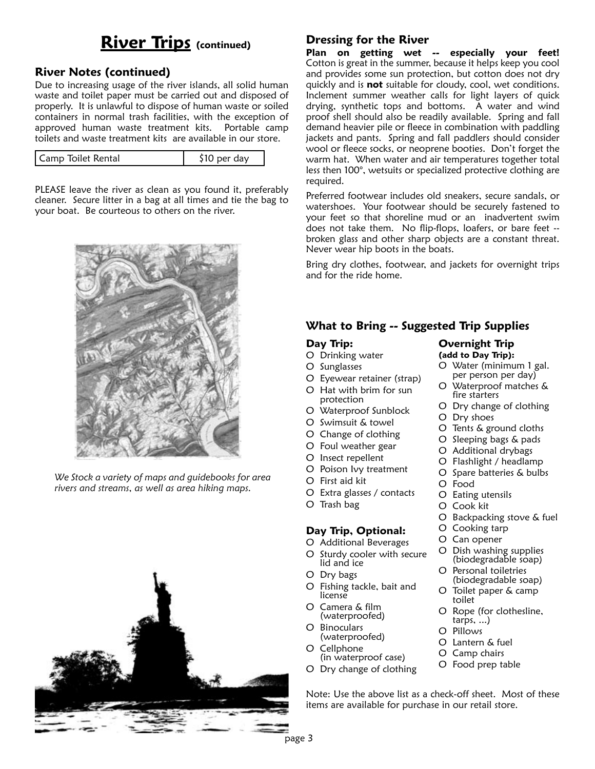# River Trips (continued)

## River Notes (continued)

Due to increasing usage of the river islands, all solid human waste and toilet paper must be carried out and disposed of properly. It is unlawful to dispose of human waste or soiled containers in normal trash facilities, with the exception of approved human waste treatment kits. Portable camp toilets and waste treatment kits are available in our store.

| Camp Toilet Rental | $10 per day |
|---|---|

PLEASE leave the river as clean as you found it, preferably cleaner. Secure litter in a bag at all times and tie the bag to your boat. Be courteous to others on the river.

*We Stock a variety of maps and guidebooks for area rivers and streams, as well as area hiking maps.*

## Dressing for the River

**Plan on getting wet -- especially your feet!** Cotton is great in the summer, because it helps keep you cool and provides some sun protection, but cotton does not dry quickly and is **not** suitable for cloudy, cool, wet conditions. Inclement summer weather calls for light layers of quick drying, synthetic tops and bottoms. A water and wind proof shell should also be readily available. Spring and fall demand heavier pile or fleece in combination with paddling jackets and pants. Spring and fall paddlers should consider wool or fleece socks, or neoprene booties. Don't forget the warm hat. When water and air temperatures together total less then 100°, wetsuits or specialized protective clothing are required.

Preferred footwear includes old sneakers, secure sandals, or watershoes. Your footwear should be securely fastened to your feet so that shoreline mud or an inadvertent swim does not take them. No flip-flops, loafers, or bare feet -- broken glass and other sharp objects are a constant threat. Never wear hip boots in the boats.

Bring dry clothes, footwear, and jackets for overnight trips and for the ride home.

## What to Bring -- Suggested Trip Supplies

### Day Trip:

- O Drinking water
- O Sunglasses
- O Eyewear retainer (strap)
- O Hat with brim for sun protection
- O Waterproof Sunblock
- O Swimsuit & towel
- O Change of clothing
- O Foul weather gear
- O Insect repellent
- O Poison Ivy treatment
- O First aid kit
- O Extra glasses / contacts
- O Trash bag

### Day Trip, Optional:

- O Additional Beverages
- O Sturdy cooler with secure lid and ice
- O Dry bags
- O Fishing tackle, bait and license
- O Camera & film (waterproofed)
- O Binoculars (waterproofed)
- O Cellphone (in waterproof case)
- O Dry change of clothing

### Overnight Trip
**(add to Day Trip):**

- O Water (minimum 1 gal. per person per day)
- O Waterproof matches & fire starters
- O Dry change of clothing
- O Dry shoes
- O Tents & ground cloths
- O Sleeping bags & pads
- O Additional drybags
- O Flashlight / headlamp
- O Spare batteries & bulbs
- O Food
- O Eating utensils
- O Cook kit
- O Backpacking stove & fuel
- O Cooking tarp
- O Can opener
- O Dish washing supplies (biodegradable soap)
- O Personal toiletries (biodegradable soap)
- O Toilet paper & camp toilet
- O Rope (for clothesline, tarps, ...)
- O Pillows
- O Lantern & fuel
- O Camp chairs
- O Food prep table

Note: Use the above list as a check-off sheet. Most of these items are available for purchase in our retail store.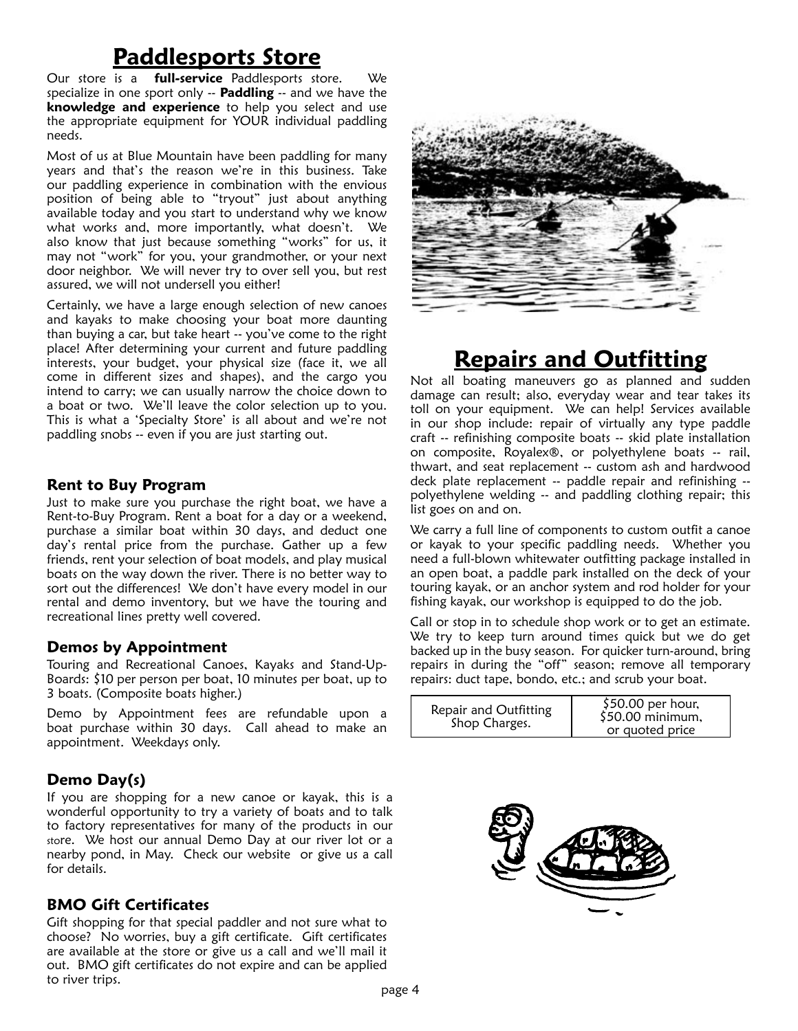# Paddlesports Store

Our store is a **full-service** Paddlesports store. We specialize in one sport only -- **Paddling** -- and we have the **knowledge and experience** to help you select and use the appropriate equipment for YOUR individual paddling needs.

Most of us at Blue Mountain have been paddling for many years and that's the reason we're in this business. Take our paddling experience in combination with the envious position of being able to "tryout" just about anything available today and you start to understand why we know what works and, more importantly, what doesn't. We also know that just because something "works" for us, it may not "work" for you, your grandmother, or your next door neighbor. We will never try to over sell you, but rest assured, we will not undersell you either!

Certainly, we have a large enough selection of new canoes and kayaks to make choosing your boat more daunting than buying a car, but take heart -- you've come to the right place! After determining your current and future paddling interests, your budget, your physical size (face it, we all come in different sizes and shapes), and the cargo you intend to carry; we can usually narrow the choice down to a boat or two. We'll leave the color selection up to you. This is what a 'Specialty Store' is all about and we're not paddling snobs -- even if you are just starting out.

### Rent to Buy Program

Just to make sure you purchase the right boat, we have a Rent-to-Buy Program. Rent a boat for a day or a weekend, purchase a similar boat within 30 days, and deduct one day's rental price from the purchase. Gather up a few friends, rent your selection of boat models, and play musical boats on the way down the river. There is no better way to sort out the differences! We don't have every model in our rental and demo inventory, but we have the touring and recreational lines pretty well covered.

### Demos by Appointment

Touring and Recreational Canoes, Kayaks and Stand-Up-Boards: $10 per person per boat, 10 minutes per boat, up to 3 boats. (Composite boats higher.)

Demo by Appointment fees are refundable upon a boat purchase within 30 days. Call ahead to make an appointment. Weekdays only.

### Demo Day(s)

If you are shopping for a new canoe or kayak, this is a wonderful opportunity to try a variety of boats and to talk to factory representatives for many of the products in our store. We host our annual Demo Day at our river lot or a nearby pond, in May. Check our website or give us a call for details.

### BMO Gift Certificates

Gift shopping for that special paddler and not sure what to choose? No worries, buy a gift certificate. Gift certificates are available at the store or give us a call and we'll mail it out. BMO gift certificates do not expire and can be applied to river trips.

# Repairs and Outfitting

Not all boating maneuvers go as planned and sudden damage can result; also, everyday wear and tear takes its toll on your equipment. We can help! Services available in our shop include: repair of virtually any type paddle craft -- refinishing composite boats -- skid plate installation on composite, Royalex®, or polyethylene boats -- rail, thwart, and seat replacement -- custom ash and hardwood deck plate replacement -- paddle repair and refinishing -- polyethylene welding -- and paddling clothing repair; this list goes on and on.

We carry a full line of components to custom outfit a canoe or kayak to your specific paddling needs. Whether you need a full-blown whitewater outfitting package installed in an open boat, a paddle park installed on the deck of your touring kayak, or an anchor system and rod holder for your fishing kayak, our workshop is equipped to do the job.

Call or stop in to schedule shop work or to get an estimate. We try to keep turn around times quick but we do get backed up in the busy season. For quicker turn-around, bring repairs in during the "off" season; remove all temporary repairs: duct tape, bondo, etc.; and scrub your boat.

| Repair and Outfitting Shop Charges. | $50.00 per hour, $50.00 minimum, or quoted price |
|---|---|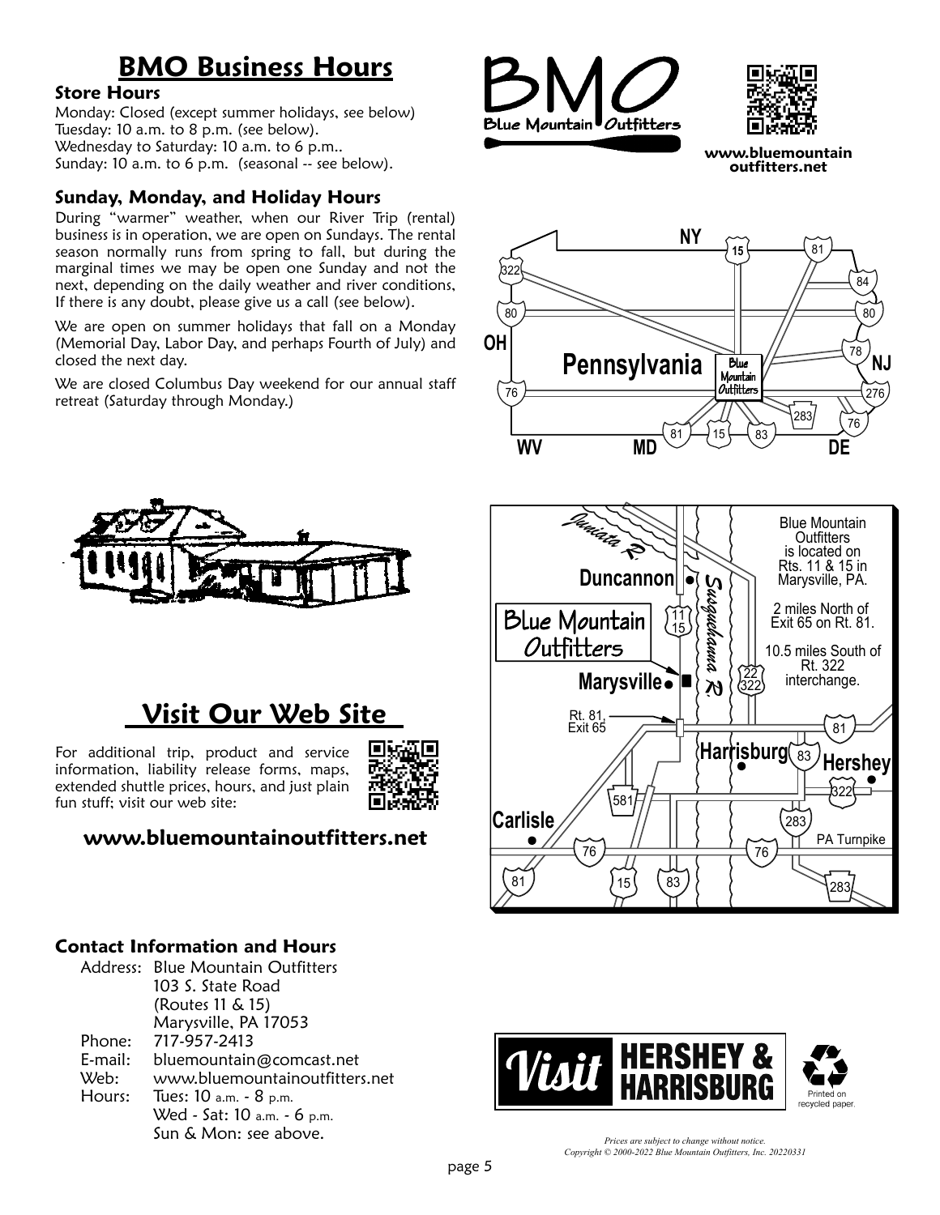# BMO Business Hours

### Store Hours

Monday: Closed (except summer holidays, see below)
Tuesday: 10 a.m. to 8 p.m. (see below).
Wednesday to Saturday: 10 a.m. to 6 p.m..
Sunday: 10 a.m. to 6 p.m. (seasonal -- see below).

### Sunday, Monday, and Holiday Hours

During "warmer" weather, when our River Trip (rental) business is in operation, we are open on Sundays. The rental season normally runs from spring to fall, but during the marginal times we may be open one Sunday and not the next, depending on the daily weather and river conditions, If there is any doubt, please give us a call (see below).

We are open on summer holidays that fall on a Monday (Memorial Day, Labor Day, and perhaps Fourth of July) and closed the next day.

We are closed Columbus Day weekend for our annual staff retreat (Saturday through Monday.)

BMO
Blue Mountain Outfitters

**www.bluemountain outfitters.net**

NY
OH
NJ
Pennsylvania
Blue Mountain Outfitters
WV
MD
DE
322
80
76
15
81
84
80
78
276
283
76
81
15
83

Juniata R.
Duncannon
Susquehanna R.
Blue Mountain Outfitters
Marysville
11
15
22
322
Blue Mountain Outfitters is located on Rts. 11 & 15 in Marysville, PA.
2 miles North of Exit 65 on Rt. 81.
10.5 miles South of Rt. 322 interchange.
Rt. 81, Exit 65
81
Harrisburg
83
Hershey
322
581
Carlisle
283
76
76
PA Turnpike
81
15
83
283

## Visit Our Web Site

For additional trip, product and service information, liability release forms, maps, extended shuttle prices, hours, and just plain fun stuff; visit our web site:

**www.bluemountainoutfitters.net**

### Contact Information and Hours

Address: Blue Mountain Outfitters
103 S. State Road
(Routes 11 & 15)
Marysville, PA 17053
Phone: 717-957-2413
E-mail: bluemountain@comcast.net
Web: www.bluemountainoutfitters.net
Hours: Tues: 10 a.m. - 8 p.m.
Wed - Sat: 10 a.m. - 6 p.m.
Sun & Mon: see above.

Visit HERSHEY & HARRISBURG

Printed on recycled paper.

*Prices are subject to change without notice.*
*Copyright © 2000-2022 Blue Mountain Outfitters, Inc. 20220331*